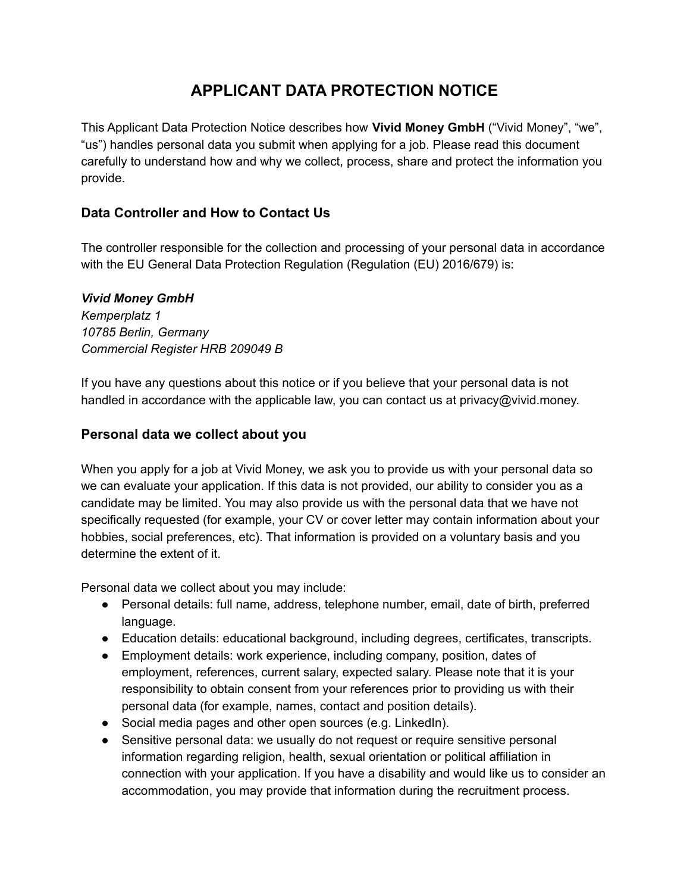# APPLICANT DATA PROTECTION NOTICE

This Applicant Data Protection Notice describes how **Vivid Money GmbH** ("Vivid Money", "we", "us") handles personal data you submit when applying for a job. Please read this document carefully to understand how and why we collect, process, share and protect the information you provide.

## Data Controller and How to Contact Us

The controller responsible for the collection and processing of your personal data in accordance with the EU General Data Protection Regulation (Regulation (EU) 2016/679) is:

***Vivid Money GmbH***
*Kemperplatz 1*
*10785 Berlin, Germany*
*Commercial Register HRB 209049 B*

If you have any questions about this notice or if you believe that your personal data is not handled in accordance with the applicable law, you can contact us at privacy@vivid.money.

## Personal data we collect about you

When you apply for a job at Vivid Money, we ask you to provide us with your personal data so we can evaluate your application. If this data is not provided, our ability to consider you as a candidate may be limited. You may also provide us with the personal data that we have not specifically requested (for example, your CV or cover letter may contain information about your hobbies, social preferences, etc). That information is provided on a voluntary basis and you determine the extent of it.

Personal data we collect about you may include:

- Personal details: full name, address, telephone number, email, date of birth, preferred language.
- Education details: educational background, including degrees, certificates, transcripts.
- Employment details: work experience, including company, position, dates of employment, references, current salary, expected salary. Please note that it is your responsibility to obtain consent from your references prior to providing us with their personal data (for example, names, contact and position details).
- Social media pages and other open sources (e.g. LinkedIn).
- Sensitive personal data: we usually do not request or require sensitive personal information regarding religion, health, sexual orientation or political affiliation in connection with your application. If you have a disability and would like us to consider an accommodation, you may provide that information during the recruitment process.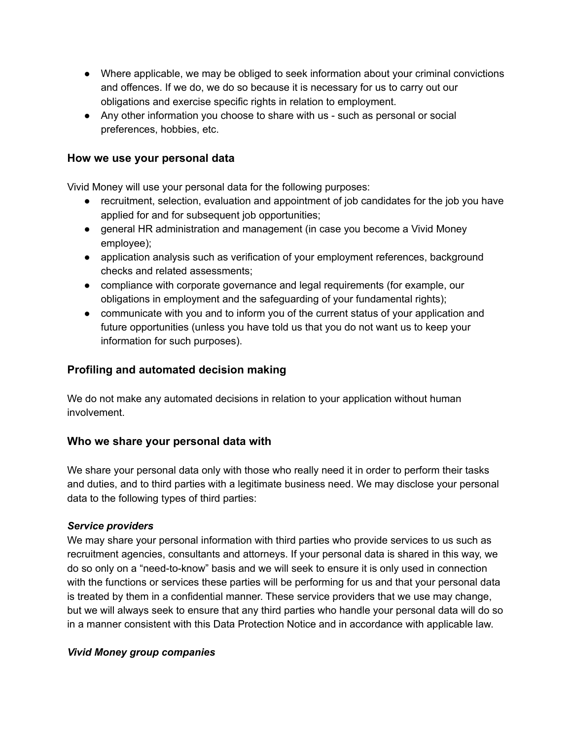- Where applicable, we may be obliged to seek information about your criminal convictions and offences. If we do, we do so because it is necessary for us to carry out our obligations and exercise specific rights in relation to employment.
- Any other information you choose to share with us - such as personal or social preferences, hobbies, etc.

### How we use your personal data

Vivid Money will use your personal data for the following purposes:

- recruitment, selection, evaluation and appointment of job candidates for the job you have applied for and for subsequent job opportunities;
- general HR administration and management (in case you become a Vivid Money employee);
- application analysis such as verification of your employment references, background checks and related assessments;
- compliance with corporate governance and legal requirements (for example, our obligations in employment and the safeguarding of your fundamental rights);
- communicate with you and to inform you of the current status of your application and future opportunities (unless you have told us that you do not want us to keep your information for such purposes).

### Profiling and automated decision making

We do not make any automated decisions in relation to your application without human involvement.

### Who we share your personal data with

We share your personal data only with those who really need it in order to perform their tasks and duties, and to third parties with a legitimate business need. We may disclose your personal data to the following types of third parties:

***Service providers***

We may share your personal information with third parties who provide services to us such as recruitment agencies, consultants and attorneys. If your personal data is shared in this way, we do so only on a "need-to-know" basis and we will seek to ensure it is only used in connection with the functions or services these parties will be performing for us and that your personal data is treated by them in a confidential manner. These service providers that we use may change, but we will always seek to ensure that any third parties who handle your personal data will do so in a manner consistent with this Data Protection Notice and in accordance with applicable law.

***Vivid Money group companies***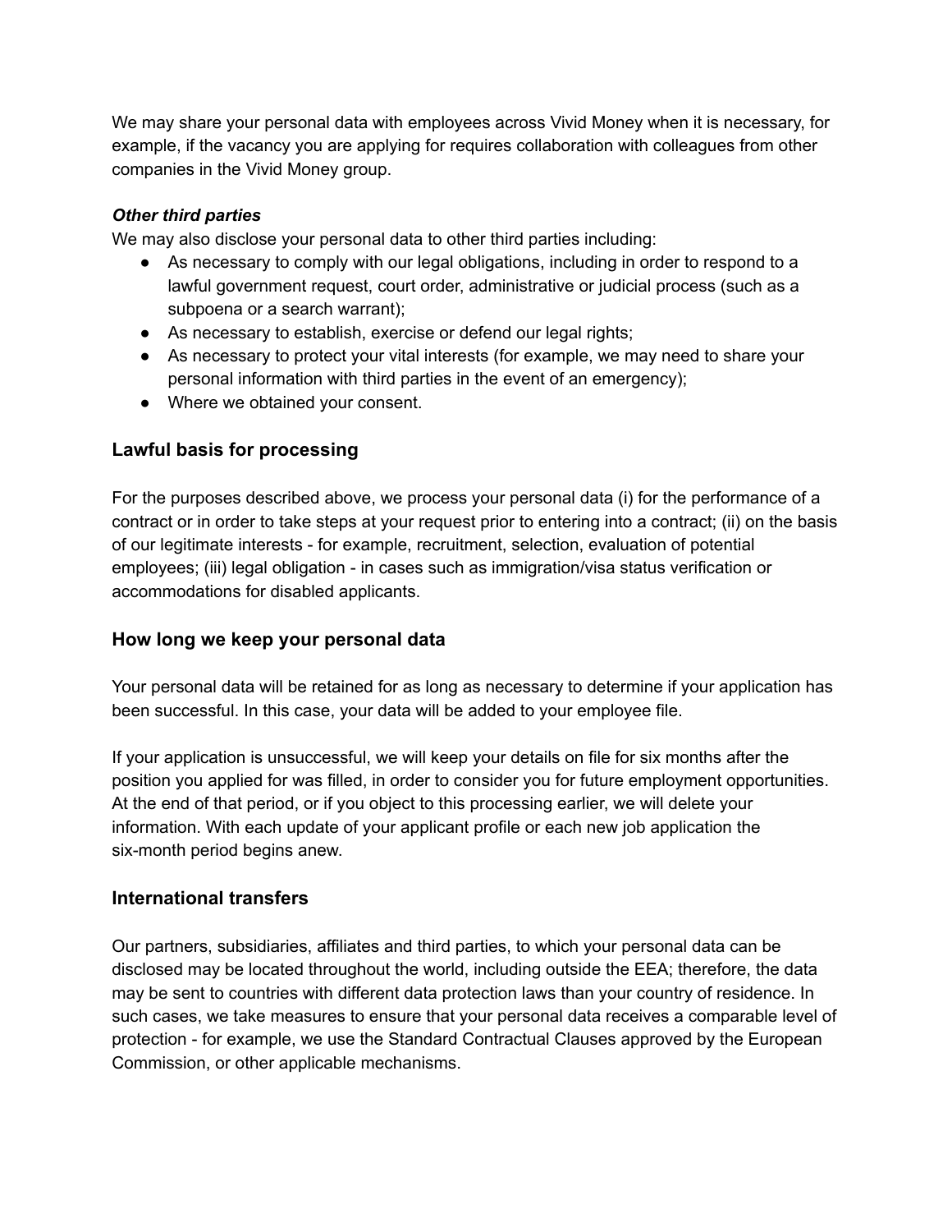We may share your personal data with employees across Vivid Money when it is necessary, for example, if the vacancy you are applying for requires collaboration with colleagues from other companies in the Vivid Money group.

***Other third parties***

We may also disclose your personal data to other third parties including:

- As necessary to comply with our legal obligations, including in order to respond to a lawful government request, court order, administrative or judicial process (such as a subpoena or a search warrant);
- As necessary to establish, exercise or defend our legal rights;
- As necessary to protect your vital interests (for example, we may need to share your personal information with third parties in the event of an emergency);
- Where we obtained your consent.

## Lawful basis for processing

For the purposes described above, we process your personal data (i) for the performance of a contract or in order to take steps at your request prior to entering into a contract; (ii) on the basis of our legitimate interests - for example, recruitment, selection, evaluation of potential employees; (iii) legal obligation - in cases such as immigration/visa status verification or accommodations for disabled applicants.

## How long we keep your personal data

Your personal data will be retained for as long as necessary to determine if your application has been successful. In this case, your data will be added to your employee file.

If your application is unsuccessful, we will keep your details on file for six months after the position you applied for was filled, in order to consider you for future employment opportunities. At the end of that period, or if you object to this processing earlier, we will delete your information. With each update of your applicant profile or each new job application the six-month period begins anew.

## International transfers

Our partners, subsidiaries, affiliates and third parties, to which your personal data can be disclosed may be located throughout the world, including outside the EEA; therefore, the data may be sent to countries with different data protection laws than your country of residence. In such cases, we take measures to ensure that your personal data receives a comparable level of protection - for example, we use the Standard Contractual Clauses approved by the European Commission, or other applicable mechanisms.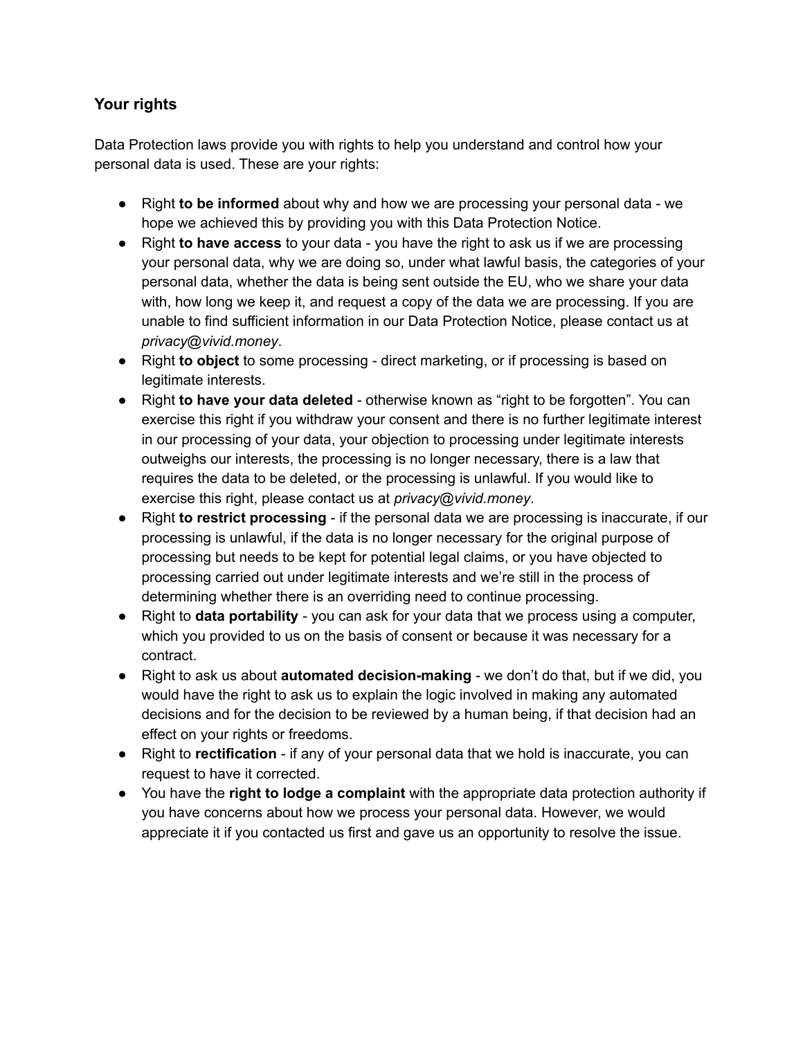## Your rights

Data Protection laws provide you with rights to help you understand and control how your personal data is used. These are your rights:

- Right **to be informed** about why and how we are processing your personal data - we hope we achieved this by providing you with this Data Protection Notice.
- Right **to have access** to your data - you have the right to ask us if we are processing your personal data, why we are doing so, under what lawful basis, the categories of your personal data, whether the data is being sent outside the EU, who we share your data with, how long we keep it, and request a copy of the data we are processing. If you are unable to find sufficient information in our Data Protection Notice, please contact us at *privacy@vivid.money*.
- Right **to object** to some processing - direct marketing, or if processing is based on legitimate interests.
- Right **to have your data deleted** - otherwise known as “right to be forgotten”. You can exercise this right if you withdraw your consent and there is no further legitimate interest in our processing of your data, your objection to processing under legitimate interests outweighs our interests, the processing is no longer necessary, there is a law that requires the data to be deleted, or the processing is unlawful. If you would like to exercise this right, please contact us at *privacy@vivid.money*.
- Right **to restrict processing** - if the personal data we are processing is inaccurate, if our processing is unlawful, if the data is no longer necessary for the original purpose of processing but needs to be kept for potential legal claims, or you have objected to processing carried out under legitimate interests and we’re still in the process of determining whether there is an overriding need to continue processing.
- Right to **data portability** - you can ask for your data that we process using a computer, which you provided to us on the basis of consent or because it was necessary for a contract.
- Right to ask us about **automated decision-making** - we don’t do that, but if we did, you would have the right to ask us to explain the logic involved in making any automated decisions and for the decision to be reviewed by a human being, if that decision had an effect on your rights or freedoms.
- Right to **rectification** - if any of your personal data that we hold is inaccurate, you can request to have it corrected.
- You have the **right to lodge a complaint** with the appropriate data protection authority if you have concerns about how we process your personal data. However, we would appreciate it if you contacted us first and gave us an opportunity to resolve the issue.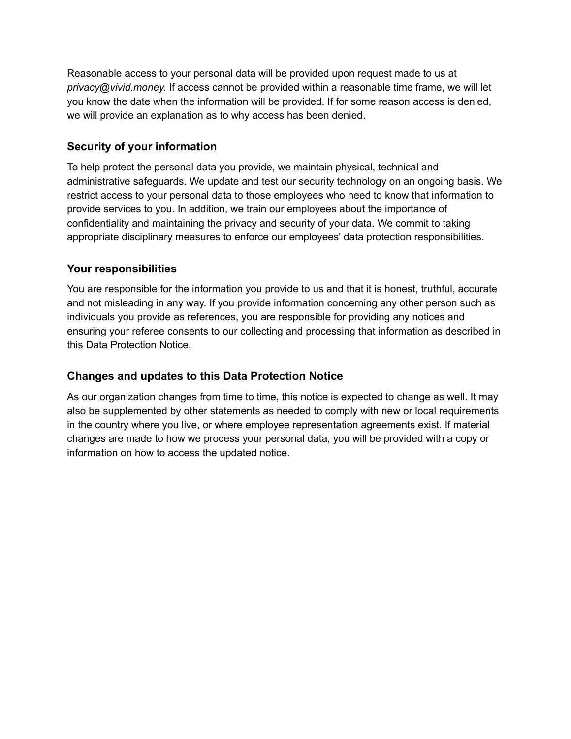Reasonable access to your personal data will be provided upon request made to us at *privacy@vivid.money.* If access cannot be provided within a reasonable time frame, we will let you know the date when the information will be provided. If for some reason access is denied, we will provide an explanation as to why access has been denied.

### Security of your information

To help protect the personal data you provide, we maintain physical, technical and administrative safeguards. We update and test our security technology on an ongoing basis. We restrict access to your personal data to those employees who need to know that information to provide services to you. In addition, we train our employees about the importance of confidentiality and maintaining the privacy and security of your data. We commit to taking appropriate disciplinary measures to enforce our employees' data protection responsibilities.

### Your responsibilities

You are responsible for the information you provide to us and that it is honest, truthful, accurate and not misleading in any way. If you provide information concerning any other person such as individuals you provide as references, you are responsible for providing any notices and ensuring your referee consents to our collecting and processing that information as described in this Data Protection Notice.

### Changes and updates to this Data Protection Notice

As our organization changes from time to time, this notice is expected to change as well. It may also be supplemented by other statements as needed to comply with new or local requirements in the country where you live, or where employee representation agreements exist. If material changes are made to how we process your personal data, you will be provided with a copy or information on how to access the updated notice.